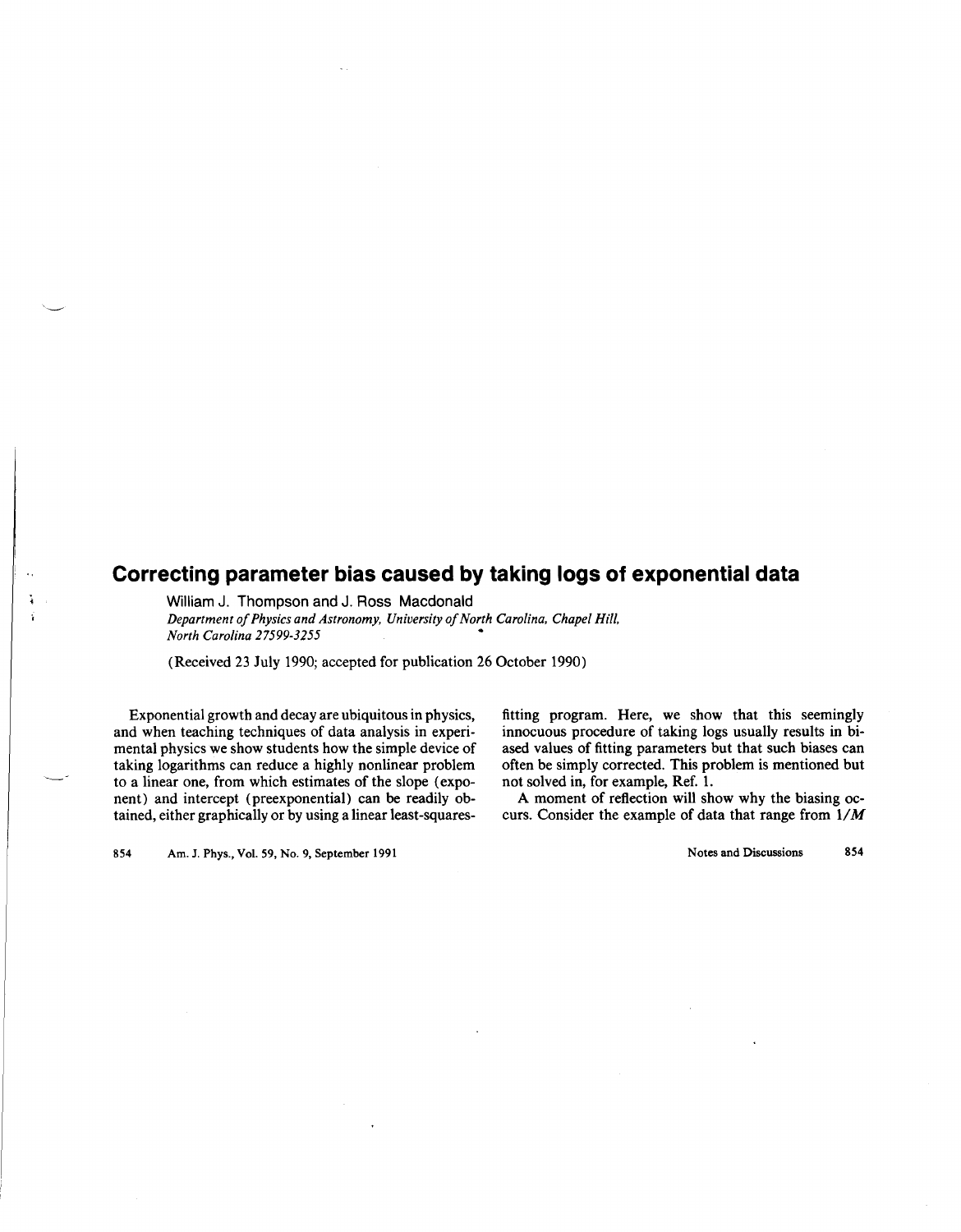# Correcting parameter bias caused by taking logs of exponential data

William J. Thompson and J. Ross Macdonald

*Department of Physics and Astronomy, University of North Carolina, Chapel Hill, North Carolina 27599-3255*

(Received 23 July 1990; accepted for publication 26 October 1990)

Exponential growth and decay are ubiquitous in physics, and when teaching techniques of data analysis in experimental physics we show students how the simple device of taking logarithms can reduce a highly nonlinear problem to a linear one, from which estimates of the slope (exponent) and intercept (preexponential) can be readily obtained, either graphically or by using a linear least-squares-fitting program. Here, we show that this seemingly innocuous procedure of taking logs usually results in biased values of fitting parameters but that such biases can often be simply corrected. This problem is mentioned but not solved in, for example, Ref. 1.

A moment of reflection will show why the biasing occurs. Consider the example of data that range from $1/M$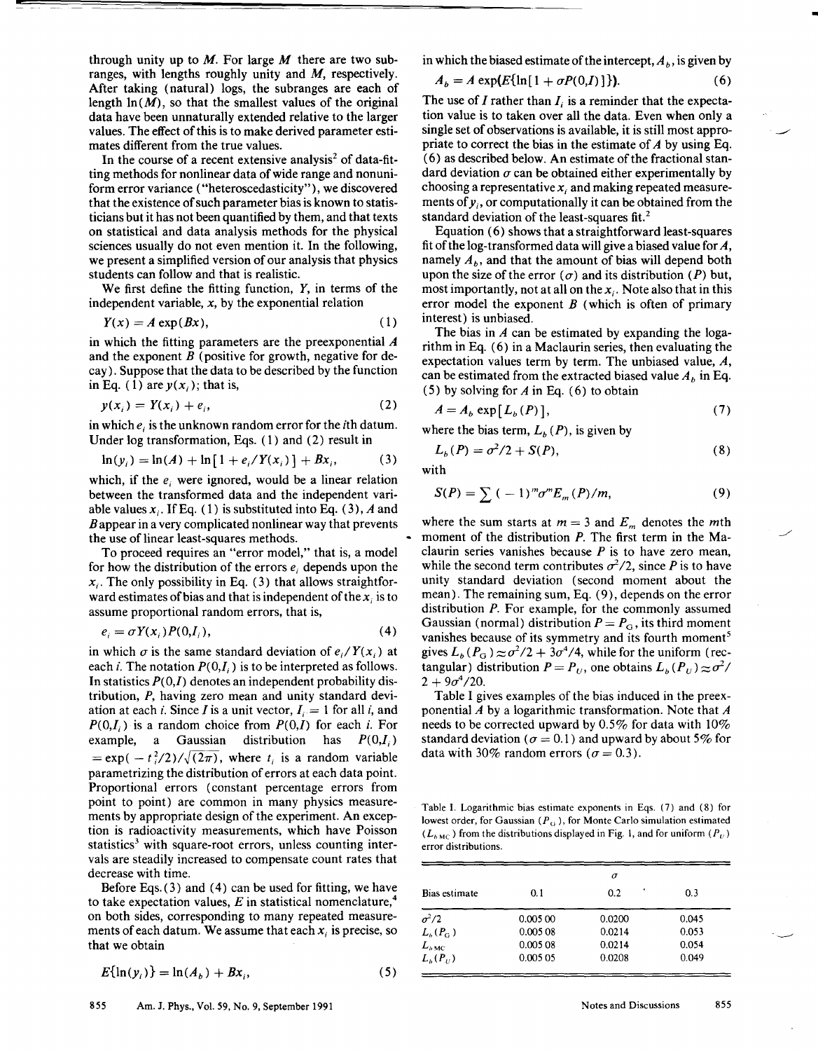through unity up to $M$. For large $M$ there are two subranges, with lengths roughly unity and $M$, respectively. After taking (natural) logs, the subranges are each of length $\ln(M)$, so that the smallest values of the original data have been unnaturally extended relative to the larger values. The effect of this is to make derived parameter estimates different from the true values.

In the course of a recent extensive analysis[2] of data-fitting methods for nonlinear data of wide range and nonuniform error variance ("heteroscedasticity"), we discovered that the existence of such parameter bias is known to statisticians but it has not been quantified by them, and that texts on statistical and data analysis methods for the physical sciences usually do not even mention it. In the following, we present a simplified version of our analysis that physics students can follow and that is realistic.

We first define the fitting function, $Y$, in terms of the independent variable, $x$, by the exponential relation

$$Y(x) = A \exp(Bx), \tag{1}$$

in which the fitting parameters are the preexponential $A$ and the exponent $B$ (positive for growth, negative for decay). Suppose that the data to be described by the function in Eq. (1) are $y(x_i)$; that is,

$$y(x_i) = Y(x_i) + e_i, \tag{2}$$

in which $e_i$ is the unknown random error for the $i$th datum. Under log transformation, Eqs. (1) and (2) result in

$$\ln(y_i) = \ln(A) + \ln[1 + e_i/Y(x_i)] + Bx_i, \tag{3}$$

which, if the $e_i$ were ignored, would be a linear relation between the transformed data and the independent variable values $x_i$. If Eq. (1) is substituted into Eq. (3), $A$ and $B$ appear in a very complicated nonlinear way that prevents the use of linear least-squares methods.

To proceed requires an "error model," that is, a model for how the distribution of the errors $e_i$ depends upon the $x_i$. The only possibility in Eq. (3) that allows straightforward estimates of bias and that is independent of the $x_i$ is to assume proportional random errors, that is,

$$e_i = \sigma Y(x_i) P(0, I_i), \tag{4}$$

in which $\sigma$ is the same standard deviation of $e_i/Y(x_i)$ at each $i$. The notation $P(0,I_i)$ is to be interpreted as follows. In statistics $P(0,I)$ denotes an independent probability distribution, $P$, having zero mean and unity standard deviation at each $i$. Since $I$ is a unit vector, $I_i = 1$ for all $i$, and $P(0,I_i)$ is a random choice from $P(0,I)$ for each $i$. For example, a Gaussian distribution has $P(0,I_i) = \exp(-t_i^2/2)/\sqrt{(2\pi)}$, where $t_i$ is a random variable parametrizing the distribution of errors at each data point. Proportional errors (constant percentage errors from point to point) are common in many physics measurements by appropriate design of the experiment. An exception is radioactivity measurements, which have Poisson statistics[3] with square-root errors, unless counting intervals are steadily increased to compensate count rates that decrease with time.

Before Eqs. (3) and (4) can be used for fitting, we have to take expectation values, $E$ in statistical nomenclature,[4] on both sides, corresponding to many repeated measurements of each datum. We assume that each $x_i$ is precise, so that we obtain

$$E\{\ln(y_i)\} = \ln(A_b) + Bx_i, \tag{5}$$

in which the biased estimate of the intercept, $A_b$, is given by

$$A_b = A \exp(E\{\ln[1 + \sigma P(0,I)]\}). \tag{6}$$

The use of $I$ rather than $I_i$ is a reminder that the expectation value is to taken over all the data. Even when only a single set of observations is available, it is still most appropriate to correct the bias in the estimate of $A$ by using Eq. (6) as described below. An estimate of the fractional standard deviation $\sigma$ can be obtained either experimentally by choosing a representative $x_i$ and making repeated measurements of $y_i$, or computationally it can be obtained from the standard deviation of the least-squares fit.[2]

Equation (6) shows that a straightforward least-squares fit of the log-transformed data will give a biased value for $A$, namely $A_b$, and that the amount of bias will depend both upon the size of the error ($\sigma$) and its distribution ($P$) but, most importantly, not at all on the $x_i$. Note also that in this error model the exponent $B$ (which is often of primary interest) is unbiased.

The bias in $A$ can be estimated by expanding the logarithm in Eq. (6) in a Maclaurin series, then evaluating the expectation values term by term. The unbiased value, $A$, can be estimated from the extracted biased value $A_b$ in Eq. (5) by solving for $A$ in Eq. (6) to obtain

$$A = A_b \exp[L_b(P)], \tag{7}$$

where the bias term, $L_b(P)$, is given by

$$L_b(P) = \sigma^2/2 + S(P), \tag{8}$$

with

$$S(P) = \sum (-1)^m \sigma^m E_m(P)/m, \tag{9}$$

where the sum starts at $m = 3$ and $E_m$ denotes the $m$th moment of the distribution $P$. The first term in the Maclaurin series vanishes because $P$ is to have zero mean, while the second term contributes $\sigma^2/2$, since $P$ is to have unity standard deviation (second moment about the mean). The remaining sum, Eq. (9), depends on the error distribution $P$. For example, for the commonly assumed Gaussian (normal) distribution $P = P_G$, its third moment vanishes because of its symmetry and its fourth moment[5] gives $L_b(P_G) \approx \sigma^2/2 + 3\sigma^4/4$, while for the uniform (rectangular) distribution $P = P_U$, one obtains $L_b(P_U) \approx \sigma^2/2 + 9\sigma^4/20$.

Table I gives examples of the bias induced in the preexponential $A$ by a logarithmic transformation. Note that $A$ needs to be corrected upward by 0.5% for data with 10% standard deviation ($\sigma = 0.1$) and upward by about 5% for data with 30% random errors ($\sigma = 0.3$).

Table I. Logarithmic bias estimate exponents in Eqs. (7) and (8) for lowest order, for Gaussian ($P_G$), for Monte Carlo simulation estimated ($L_{b\,\mathrm{MC}}$) from the distributions displayed in Fig. 1, and for uniform ($P_U$) error distributions.

| Bias estimate | $\sigma$ 0.1 | 0.2 | 0.3 |
|---|---|---|---|
| $\sigma^2/2$ | 0.005 00 | 0.0200 | 0.045 |
| $L_b(P_G)$ | 0.005 08 | 0.0214 | 0.053 |
| $L_{b\,\mathrm{MC}}$ | 0.005 08 | 0.0214 | 0.054 |
| $L_b(P_U)$ | 0.005 05 | 0.0208 | 0.049 |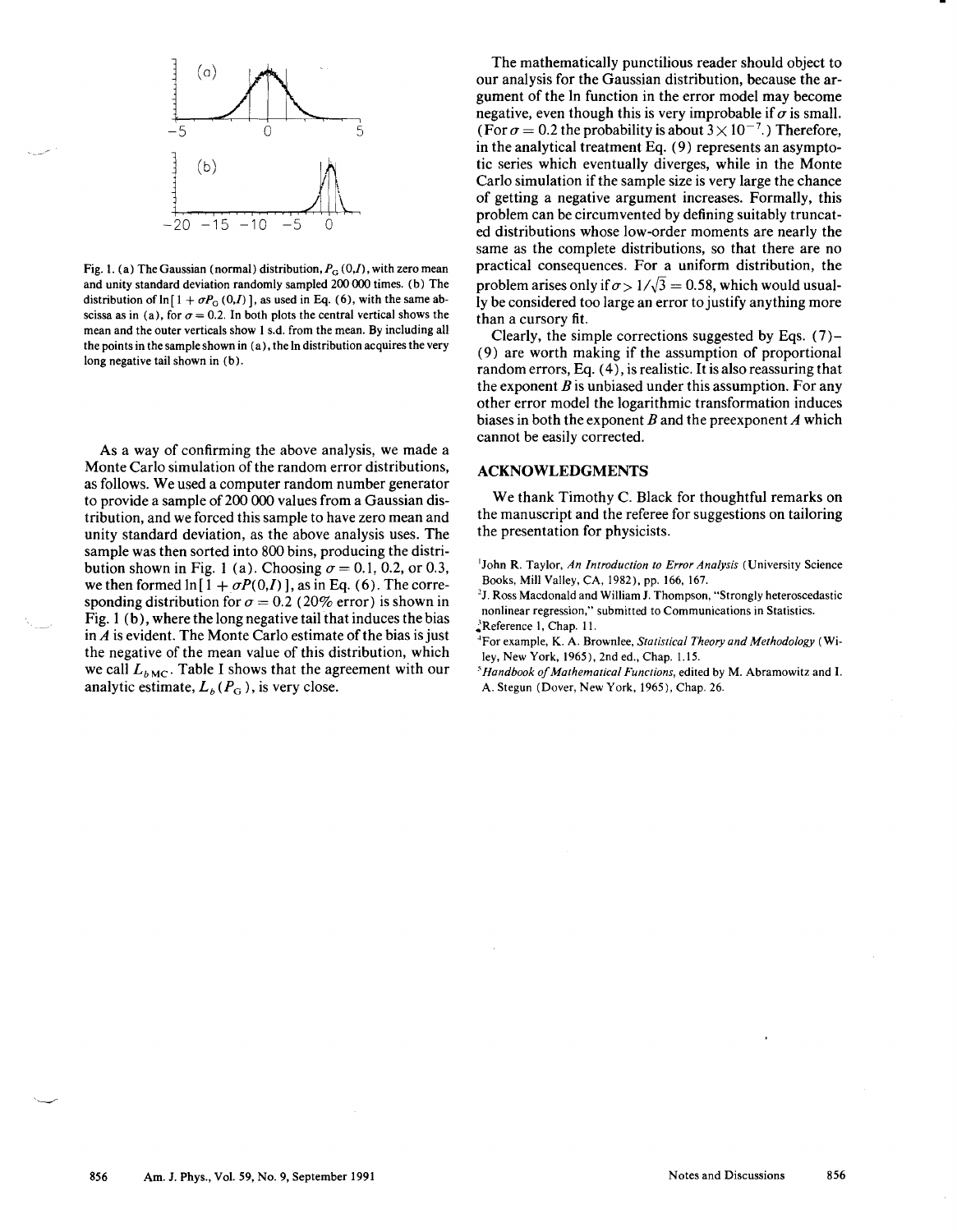(a)

-5 0 5

(b)

-20 -15 -10 -5 0

Fig. 1. (a) The Gaussian (normal) distribution, $P_G(0,I)$, with zero mean and unity standard deviation randomly sampled 200 000 times. (b) The distribution of $\ln[1 + \sigma P_G(0,I)]$, as used in Eq. (6), with the same abscissa as in (a), for $\sigma = 0.2$. In both plots the central vertical shows the mean and the outer verticals show 1 s.d. from the mean. By including all the points in the sample shown in (a), the ln distribution acquires the very long negative tail shown in (b).

As a way of confirming the above analysis, we made a Monte Carlo simulation of the random error distributions, as follows. We used a computer random number generator to provide a sample of 200 000 values from a Gaussian distribution, and we forced this sample to have zero mean and unity standard deviation, as the above analysis uses. The sample was then sorted into 800 bins, producing the distribution shown in Fig. 1 (a). Choosing $\sigma = 0.1$, 0.2, or 0.3, we then formed $\ln[1 + \sigma P(0,I)]$, as in Eq. (6). The corresponding distribution for $\sigma = 0.2$ (20% error) is shown in Fig. 1 (b), where the long negative tail that induces the bias in $A$ is evident. The Monte Carlo estimate of the bias is just the negative of the mean value of this distribution, which we call $L_{b\,\mathrm{MC}}$. Table I shows that the agreement with our analytic estimate, $L_b(P_G)$, is very close.

The mathematically punctilious reader should object to our analysis for the Gaussian distribution, because the argument of the ln function in the error model may become negative, even though this is very improbable if $\sigma$ is small. (For $\sigma = 0.2$ the probability is about $3 \times 10^{-7}$.) Therefore, in the analytical treatment Eq. (9) represents an asymptotic series which eventually diverges, while in the Monte Carlo simulation if the sample size is very large the chance of getting a negative argument increases. Formally, this problem can be circumvented by defining suitably truncated distributions whose low-order moments are nearly the same as the complete distributions, so that there are no practical consequences. For a uniform distribution, the problem arises only if $\sigma > 1/\sqrt{3} = 0.58$, which would usually be considered too large an error to justify anything more than a cursory fit.

Clearly, the simple corrections suggested by Eqs. (7)–(9) are worth making if the assumption of proportional random errors, Eq. (4), is realistic. It is also reassuring that the exponent $B$ is unbiased under this assumption. For any other error model the logarithmic transformation induces biases in both the exponent $B$ and the preexponent $A$ which cannot be easily corrected.

## ACKNOWLEDGMENTS

We thank Timothy C. Black for thoughtful remarks on the manuscript and the referee for suggestions on tailoring the presentation for physicists.

[1] John R. Taylor, *An Introduction to Error Analysis* (University Science Books, Mill Valley, CA, 1982), pp. 166, 167.

[2] J. Ross Macdonald and William J. Thompson, "Strongly heteroscedastic nonlinear regression," submitted to Communications in Statistics.

[3] Reference 1, Chap. 11.

[4] For example, K. A. Brownlee, *Statistical Theory and Methodology* (Wiley, New York, 1965), 2nd ed., Chap. 1.15.

[5] *Handbook of Mathematical Functions*, edited by M. Abramowitz and I. A. Stegun (Dover, New York, 1965), Chap. 26.